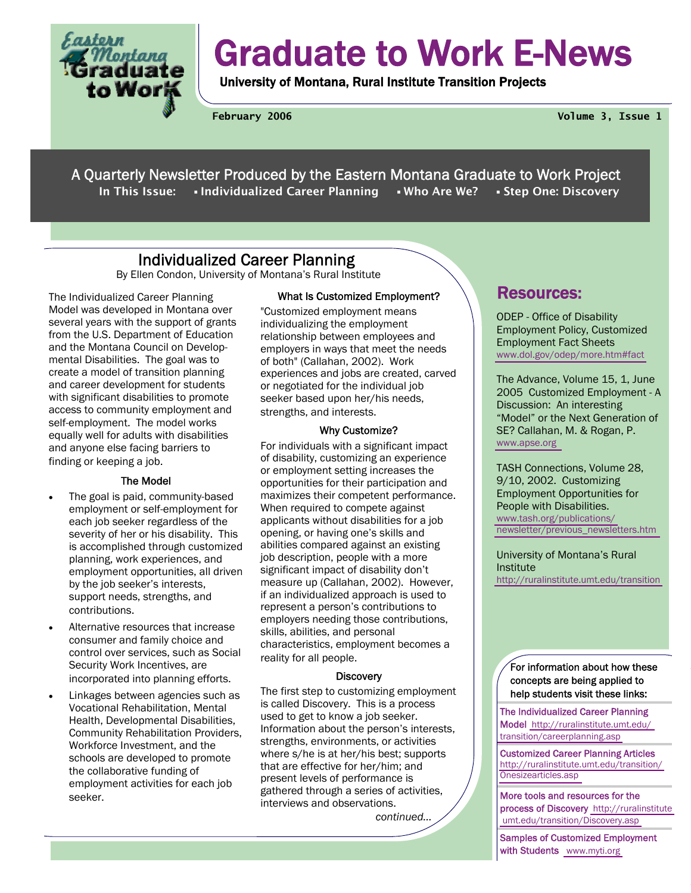# Graduate to Work E-News

**University of Montana, Rural Institute Transition Projects**

**February 2006** — **Volume 3, Issue 1**

A Quarterly Newsletter Produced by the Eastern Montana Graduate to Work Project

**In This Issue:** ▪ Individualized Career Planning ▪ Who Are We? ▪ Step One: Discovery

## Individualized Career Planning

By Ellen Condon, University of Montana's Rural Institute

The Individualized Career Planning Model was developed in Montana over several years with the support of grants from the U.S. Department of Education and the Montana Council on Developmental Disabilities. The goal was to create a model of transition planning and career development for students with significant disabilities to promote access to community employment and self-employment. The model works equally well for adults with disabilities and anyone else facing barriers to finding or keeping a job.

### The Model

- The goal is paid, community-based employment or self-employment for each job seeker regardless of the severity of her or his disability. This is accomplished through customized planning, work experiences, and employment opportunities, all driven by the job seeker's interests, support needs, strengths, and contributions.
- Alternative resources that increase consumer and family choice and control over services, such as Social Security Work Incentives, are incorporated into planning efforts.
- Linkages between agencies such as Vocational Rehabilitation, Mental Health, Developmental Disabilities, Community Rehabilitation Providers, Workforce Investment, and the schools are developed to promote the collaborative funding of employment activities for each job seeker.

### What Is Customized Employment?

"Customized employment means individualizing the employment relationship between employees and employers in ways that meet the needs of both" (Callahan, 2002). Work experiences and jobs are created, carved or negotiated for the individual job seeker based upon her/his needs, strengths, and interests.

### Why Customize?

For individuals with a significant impact of disability, customizing an experience or employment setting increases the opportunities for their participation and maximizes their competent performance. When required to compete against applicants without disabilities for a job opening, or having one's skills and abilities compared against an existing job description, people with a more significant impact of disability don't measure up (Callahan, 2002). However, if an individualized approach is used to represent a person's contributions to employers needing those contributions, skills, abilities, and personal characteristics, employment becomes a reality for all people.

### Discovery

The first step to customizing employment is called Discovery. This is a process used to get to know a job seeker. Information about the person's interests, strengths, environments, or activities where s/he is at her/his best; supports that are effective for her/him; and present levels of performance is gathered through a series of activities, interviews and observations.

*continued...*

## Resources:

ODEP - Office of Disability Employment Policy, Customized Employment Fact Sheets
www.dol.gov/odep/more.htm#fact

The Advance, Volume 15, 1, June 2005 Customized Employment - A Discussion: An interesting "Model" or the Next Generation of SE? Callahan, M. & Rogan, P.
www.apse.org

TASH Connections, Volume 28, 9/10, 2002. Customizing Employment Opportunities for People with Disabilities.
www.tash.org/publications/newsletter/previous_newsletters.htm

University of Montana's Rural Institute
http://ruralinstitute.umt.edu/transition

For information about how these concepts are being applied to help students visit these links:

**The Individualized Career Planning Model** http://ruralinstitute.umt.edu/transition/careerplanning.asp

**Customized Career Planning Articles** http://ruralinstitute.umt.edu/transition/Onesizearticles.asp

**More tools and resources for the process of Discovery** http://ruralinstitute umt.edu/transition/Discovery.asp

**Samples of Customized Employment with Students** www.myti.org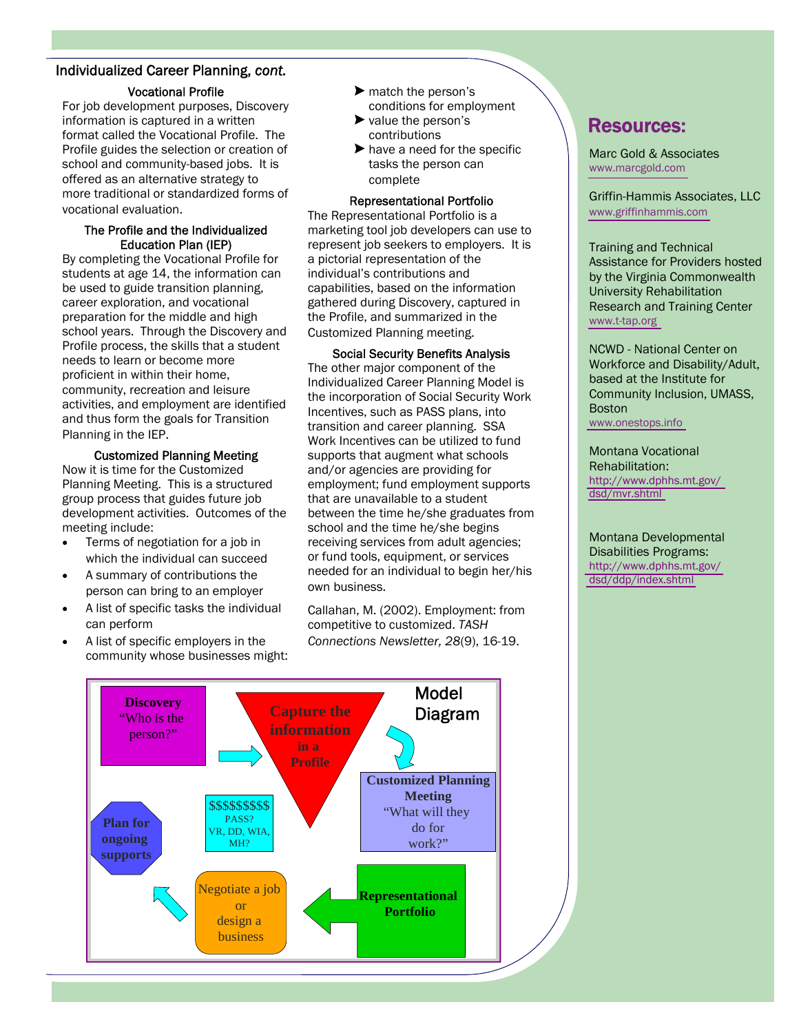## Individualized Career Planning, *cont.*

### Vocational Profile

For job development purposes, Discovery information is captured in a written format called the Vocational Profile. The Profile guides the selection or creation of school and community-based jobs. It is offered as an alternative strategy to more traditional or standardized forms of vocational evaluation.

### The Profile and the Individualized Education Plan (IEP)

By completing the Vocational Profile for students at age 14, the information can be used to guide transition planning, career exploration, and vocational preparation for the middle and high school years. Through the Discovery and Profile process, the skills that a student needs to learn or become more proficient in within their home, community, recreation and leisure activities, and employment are identified and thus form the goals for Transition Planning in the IEP.

### Customized Planning Meeting

Now it is time for the Customized Planning Meeting. This is a structured group process that guides future job development activities. Outcomes of the meeting include:

- Terms of negotiation for a job in which the individual can succeed
- A summary of contributions the person can bring to an employer
- A list of specific tasks the individual can perform
- A list of specific employers in the community whose businesses might:
  - match the person's conditions for employment
  - value the person's contributions
  - have a need for the specific tasks the person can complete

### Representational Portfolio

The Representational Portfolio is a marketing tool job developers can use to represent job seekers to employers. It is a pictorial representation of the individual's contributions and capabilities, based on the information gathered during Discovery, captured in the Profile, and summarized in the Customized Planning meeting.

### Social Security Benefits Analysis

The other major component of the Individualized Career Planning Model is the incorporation of Social Security Work Incentives, such as PASS plans, into transition and career planning. SSA Work Incentives can be utilized to fund supports that augment what schools and/or agencies are providing for employment; fund employment supports that are unavailable to a student between the time he/she graduates from school and the time he/she begins receiving services from adult agencies; or fund tools, equipment, or services needed for an individual to begin her/his own business.

Callahan, M. (2002). Employment: from competitive to customized. *TASH Connections Newsletter, 28*(9), 16-19.

### Model Diagram

- **Discovery** "Who is the person?"
- **Capture the information in a Profile**
- **Customized Planning Meeting** "What will they do for work?"
- **Representational Portfolio**
- Negotiate a job or design a business
- **Plan for ongoing supports**
- $$$$$$$$$ PASS? VR, DD, WIA, MH?

## Resources:

Marc Gold & Associates
www.marcgold.com

Griffin-Hammis Associates, LLC
www.griffinhammis.com

Training and Technical Assistance for Providers hosted by the Virginia Commonwealth University Rehabilitation Research and Training Center
www.t-tap.org

NCWD - National Center on Workforce and Disability/Adult, based at the Institute for Community Inclusion, UMASS, Boston
www.onestops.info

Montana Vocational Rehabilitation:
http://www.dphhs.mt.gov/dsd/mvr.shtml

Montana Developmental Disabilities Programs:
http://www.dphhs.mt.gov/dsd/ddp/index.shtml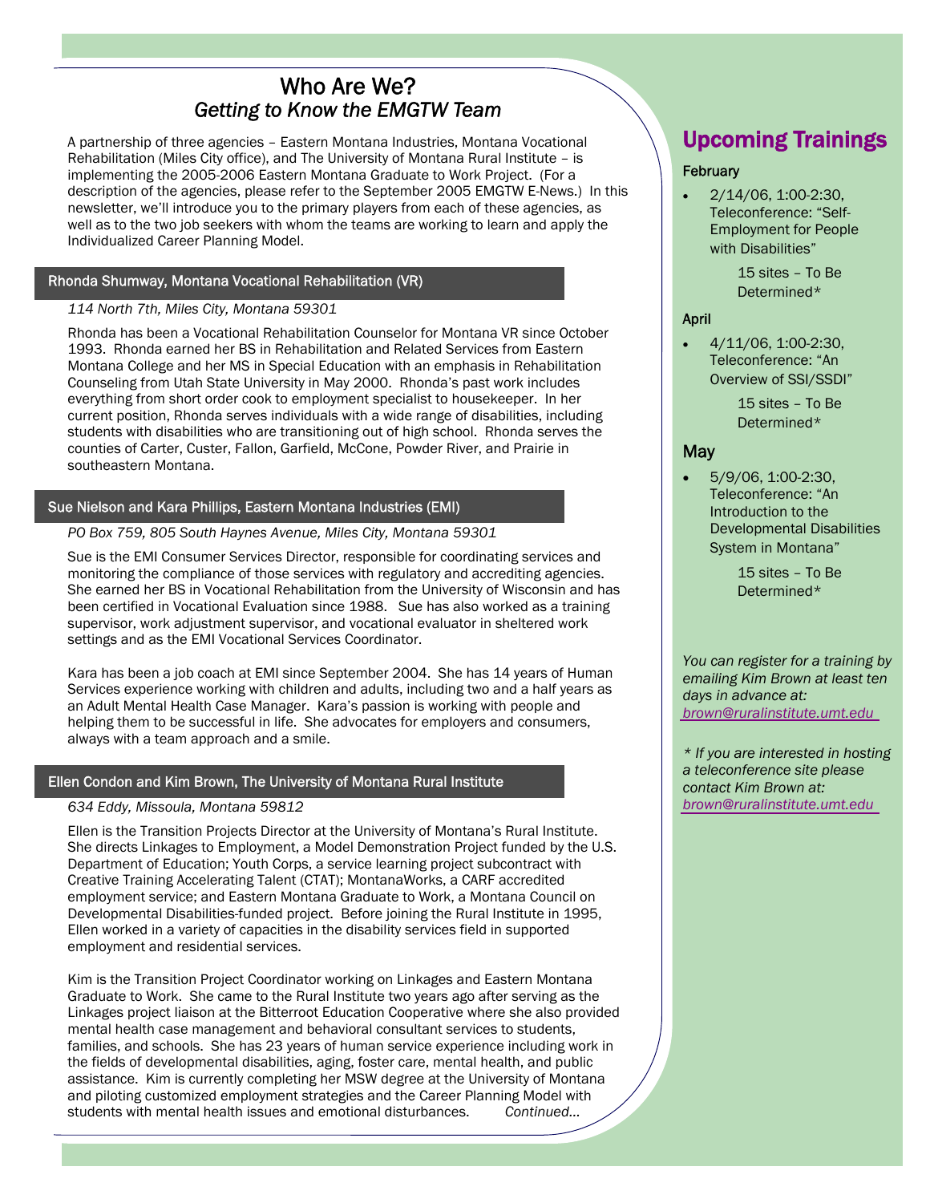# Who Are We?
## *Getting to Know the EMGTW Team*

A partnership of three agencies – Eastern Montana Industries, Montana Vocational Rehabilitation (Miles City office), and The University of Montana Rural Institute – is implementing the 2005-2006 Eastern Montana Graduate to Work Project. (For a description of the agencies, please refer to the September 2005 EMGTW E-News.) In this newsletter, we'll introduce you to the primary players from each of these agencies, as well as to the two job seekers with whom the teams are working to learn and apply the Individualized Career Planning Model.

### Rhonda Shumway, Montana Vocational Rehabilitation (VR)

*114 North 7th, Miles City, Montana 59301*

Rhonda has been a Vocational Rehabilitation Counselor for Montana VR since October 1993. Rhonda earned her BS in Rehabilitation and Related Services from Eastern Montana College and her MS in Special Education with an emphasis in Rehabilitation Counseling from Utah State University in May 2000. Rhonda's past work includes everything from short order cook to employment specialist to housekeeper. In her current position, Rhonda serves individuals with a wide range of disabilities, including students with disabilities who are transitioning out of high school. Rhonda serves the counties of Carter, Custer, Fallon, Garfield, McCone, Powder River, and Prairie in southeastern Montana.

### Sue Nielson and Kara Phillips, Eastern Montana Industries (EMI)

*PO Box 759, 805 South Haynes Avenue, Miles City, Montana 59301*

Sue is the EMI Consumer Services Director, responsible for coordinating services and monitoring the compliance of those services with regulatory and accrediting agencies. She earned her BS in Vocational Rehabilitation from the University of Wisconsin and has been certified in Vocational Evaluation since 1988. Sue has also worked as a training supervisor, work adjustment supervisor, and vocational evaluator in sheltered work settings and as the EMI Vocational Services Coordinator.

Kara has been a job coach at EMI since September 2004. She has 14 years of Human Services experience working with children and adults, including two and a half years as an Adult Mental Health Case Manager. Kara's passion is working with people and helping them to be successful in life. She advocates for employers and consumers, always with a team approach and a smile.

### Ellen Condon and Kim Brown, The University of Montana Rural Institute

*634 Eddy, Missoula, Montana 59812*

Ellen is the Transition Projects Director at the University of Montana's Rural Institute. She directs Linkages to Employment, a Model Demonstration Project funded by the U.S. Department of Education; Youth Corps, a service learning project subcontract with Creative Training Accelerating Talent (CTAT); MontanaWorks, a CARF accredited employment service; and Eastern Montana Graduate to Work, a Montana Council on Developmental Disabilities-funded project. Before joining the Rural Institute in 1995, Ellen worked in a variety of capacities in the disability services field in supported employment and residential services.

Kim is the Transition Project Coordinator working on Linkages and Eastern Montana Graduate to Work. She came to the Rural Institute two years ago after serving as the Linkages project liaison at the Bitterroot Education Cooperative where she also provided mental health case management and behavioral consultant services to students, families, and schools. She has 23 years of human service experience including work in the fields of developmental disabilities, aging, foster care, mental health, and public assistance. Kim is currently completing her MSW degree at the University of Montana and piloting customized employment strategies and the Career Planning Model with students with mental health issues and emotional disturbances. *Continued…*

## Upcoming Trainings

**February**

- 2/14/06, 1:00-2:30, Teleconference: "Self-Employment for People with Disabilities"

  15 sites – To Be Determined*

**April**

- 4/11/06, 1:00-2:30, Teleconference: "An Overview of SSI/SSDI"

  15 sites – To Be Determined*

**May**

- 5/9/06, 1:00-2:30, Teleconference: "An Introduction to the Developmental Disabilities System in Montana"

  15 sites – To Be Determined*

*You can register for a training by emailing Kim Brown at least ten days in advance at: brown@ruralinstitute.umt.edu*

*\* If you are interested in hosting a teleconference site please contact Kim Brown at: brown@ruralinstitute.umt.edu*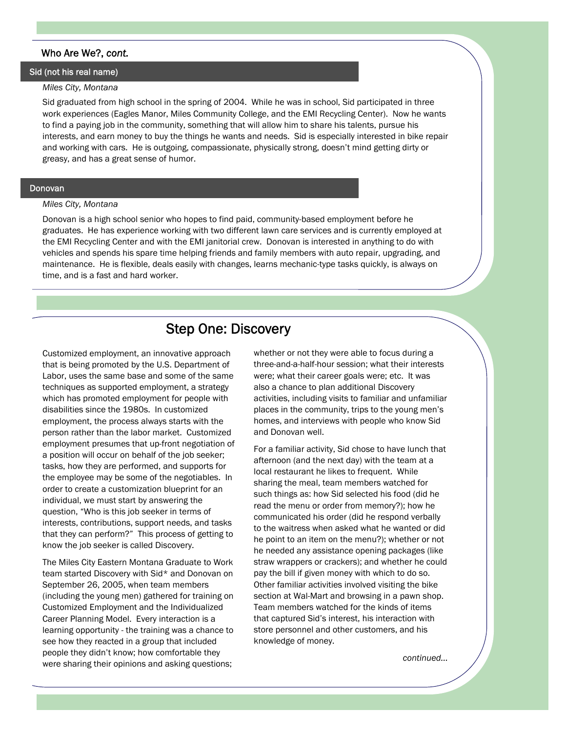## Who Are We?, *cont.*

### Sid (not his real name)

*Miles City, Montana*

Sid graduated from high school in the spring of 2004. While he was in school, Sid participated in three work experiences (Eagles Manor, Miles Community College, and the EMI Recycling Center). Now he wants to find a paying job in the community, something that will allow him to share his talents, pursue his interests, and earn money to buy the things he wants and needs. Sid is especially interested in bike repair and working with cars. He is outgoing, compassionate, physically strong, doesn't mind getting dirty or greasy, and has a great sense of humor.

### Donovan

*Miles City, Montana*

Donovan is a high school senior who hopes to find paid, community-based employment before he graduates. He has experience working with two different lawn care services and is currently employed at the EMI Recycling Center and with the EMI janitorial crew. Donovan is interested in anything to do with vehicles and spends his spare time helping friends and family members with auto repair, upgrading, and maintenance. He is flexible, deals easily with changes, learns mechanic-type tasks quickly, is always on time, and is a fast and hard worker.

## Step One: Discovery

Customized employment, an innovative approach that is being promoted by the U.S. Department of Labor, uses the same base and some of the same techniques as supported employment, a strategy which has promoted employment for people with disabilities since the 1980s. In customized employment, the process always starts with the person rather than the labor market. Customized employment presumes that up-front negotiation of a position will occur on behalf of the job seeker; tasks, how they are performed, and supports for the employee may be some of the negotiables. In order to create a customization blueprint for an individual, we must start by answering the question, "Who is this job seeker in terms of interests, contributions, support needs, and tasks that they can perform?" This process of getting to know the job seeker is called Discovery.

The Miles City Eastern Montana Graduate to Work team started Discovery with Sid* and Donovan on September 26, 2005, when team members (including the young men) gathered for training on Customized Employment and the Individualized Career Planning Model. Every interaction is a learning opportunity - the training was a chance to see how they reacted in a group that included people they didn't know; how comfortable they were sharing their opinions and asking questions; whether or not they were able to focus during a three-and-a-half-hour session; what their interests were; what their career goals were; etc. It was also a chance to plan additional Discovery activities, including visits to familiar and unfamiliar places in the community, trips to the young men's homes, and interviews with people who know Sid and Donovan well.

For a familiar activity, Sid chose to have lunch that afternoon (and the next day) with the team at a local restaurant he likes to frequent. While sharing the meal, team members watched for such things as: how Sid selected his food (did he read the menu or order from memory?); how he communicated his order (did he respond verbally to the waitress when asked what he wanted or did he point to an item on the menu?); whether or not he needed any assistance opening packages (like straw wrappers or crackers); and whether he could pay the bill if given money with which to do so. Other familiar activities involved visiting the bike section at Wal-Mart and browsing in a pawn shop. Team members watched for the kinds of items that captured Sid's interest, his interaction with store personnel and other customers, and his knowledge of money.

*continued...*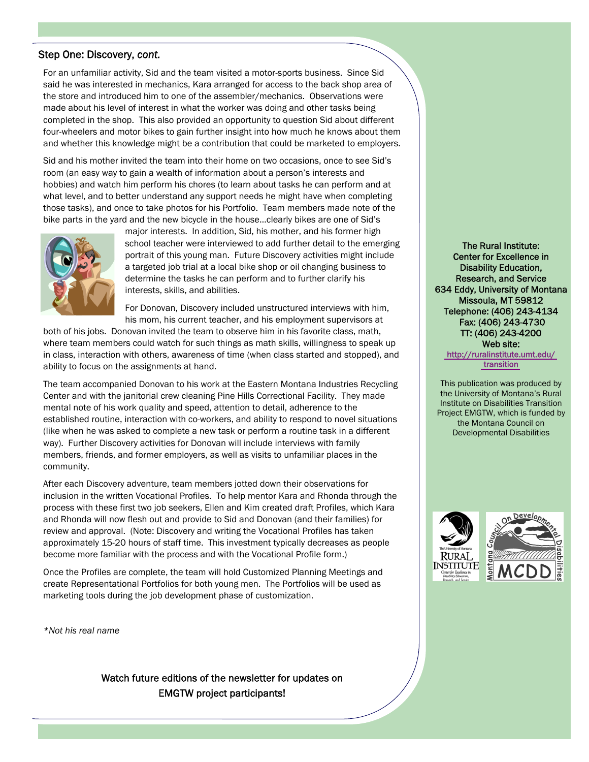## Step One: Discovery, *cont.*

For an unfamiliar activity, Sid and the team visited a motor-sports business. Since Sid said he was interested in mechanics, Kara arranged for access to the back shop area of the store and introduced him to one of the assembler/mechanics. Observations were made about his level of interest in what the worker was doing and other tasks being completed in the shop. This also provided an opportunity to question Sid about different four-wheelers and motor bikes to gain further insight into how much he knows about them and whether this knowledge might be a contribution that could be marketed to employers.

Sid and his mother invited the team into their home on two occasions, once to see Sid's room (an easy way to gain a wealth of information about a person's interests and hobbies) and watch him perform his chores (to learn about tasks he can perform and at what level, and to better understand any support needs he might have when completing those tasks), and once to take photos for his Portfolio. Team members made note of the bike parts in the yard and the new bicycle in the house…clearly bikes are one of Sid's major interests. In addition, Sid, his mother, and his former high school teacher were interviewed to add further detail to the emerging portrait of this young man. Future Discovery activities might include a targeted job trial at a local bike shop or oil changing business to determine the tasks he can perform and to further clarify his interests, skills, and abilities.

For Donovan, Discovery included unstructured interviews with him, his mom, his current teacher, and his employment supervisors at both of his jobs. Donovan invited the team to observe him in his favorite class, math, where team members could watch for such things as math skills, willingness to speak up in class, interaction with others, awareness of time (when class started and stopped), and ability to focus on the assignments at hand.

The team accompanied Donovan to his work at the Eastern Montana Industries Recycling Center and with the janitorial crew cleaning Pine Hills Correctional Facility. They made mental note of his work quality and speed, attention to detail, adherence to the established routine, interaction with co-workers, and ability to respond to novel situations (like when he was asked to complete a new task or perform a routine task in a different way). Further Discovery activities for Donovan will include interviews with family members, friends, and former employers, as well as visits to unfamiliar places in the community.

After each Discovery adventure, team members jotted down their observations for inclusion in the written Vocational Profiles. To help mentor Kara and Rhonda through the process with these first two job seekers, Ellen and Kim created draft Profiles, which Kara and Rhonda will now flesh out and provide to Sid and Donovan (and their families) for review and approval. (Note: Discovery and writing the Vocational Profiles has taken approximately 15-20 hours of staff time. This investment typically decreases as people become more familiar with the process and with the Vocational Profile form.)

Once the Profiles are complete, the team will hold Customized Planning Meetings and create Representational Portfolios for both young men. The Portfolios will be used as marketing tools during the job development phase of customization.

*\*Not his real name*

**Watch future editions of the newsletter for updates on EMGTW project participants!**

The Rural Institute:
Center for Excellence in Disability Education, Research, and Service
634 Eddy, University of Montana
Missoula, MT 59812
Telephone: (406) 243-4134
Fax: (406) 243-4730
TT: (406) 243-4200
Web site:
http://ruralinstitute.umt.edu/transition

This publication was produced by the University of Montana's Rural Institute on Disabilities Transition Project EMGTW, which is funded by the Montana Council on Developmental Disabilities